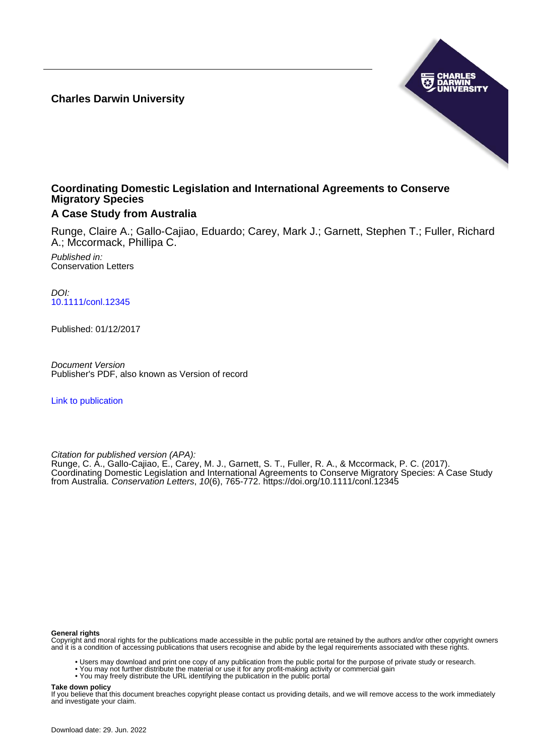**Charles Darwin University**

# Coordinating Domestic Legislation and International Agreements to Conserve Migratory Species

## A Case Study from Australia

Runge, Claire A.; Gallo-Cajiao, Eduardo; Carey, Mark J.; Garnett, Stephen T.; Fuller, Richard A.; Mccormack, Phillipa C.

*Published in:*
Conservation Letters

*DOI:*
10.1111/conl.12345

Published: 01/12/2017

*Document Version*
Publisher's PDF, also known as Version of record

Link to publication

*Citation for published version (APA):*
Runge, C. A., Gallo-Cajiao, E., Carey, M. J., Garnett, S. T., Fuller, R. A., & Mccormack, P. C. (2017). Coordinating Domestic Legislation and International Agreements to Conserve Migratory Species: A Case Study from Australia. *Conservation Letters*, *10*(6), 765-772. https://doi.org/10.1111/conl.12345

**General rights**
Copyright and moral rights for the publications made accessible in the public portal are retained by the authors and/or other copyright owners and it is a condition of accessing publications that users recognise and abide by the legal requirements associated with these rights.

- Users may download and print one copy of any publication from the public portal for the purpose of private study or research.
- You may not further distribute the material or use it for any profit-making activity or commercial gain
- You may freely distribute the URL identifying the publication in the public portal

**Take down policy**
If you believe that this document breaches copyright please contact us providing details, and we will remove access to the work immediately and investigate your claim.

Download date: 29. Jun. 2022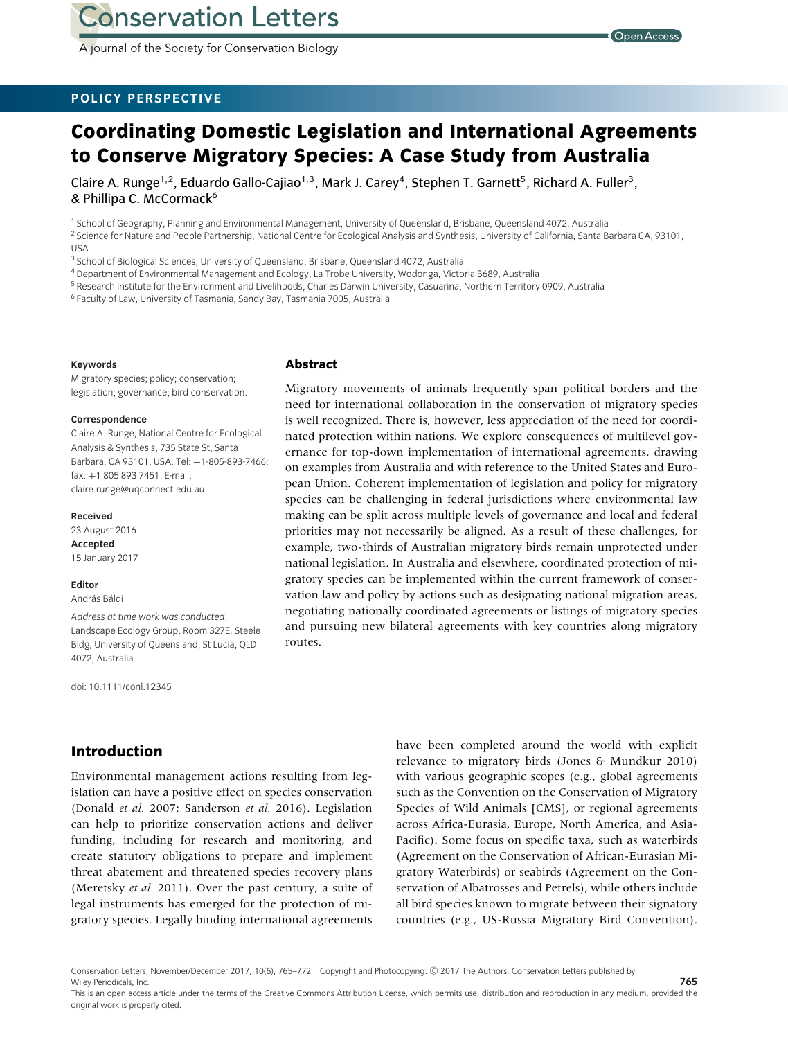# Coordinating Domestic Legislation and International Agreements to Conserve Migratory Species: A Case Study from Australia

Claire A. Runge[1,2], Eduardo Gallo-Cajiao[1,3], Mark J. Carey[4], Stephen T. Garnett[5], Richard A. Fuller[3], & Phillipa C. McCormack[6]

[1] School of Geography, Planning and Environmental Management, University of Queensland, Brisbane, Queensland 4072, Australia
[2] Science for Nature and People Partnership, National Centre for Ecological Analysis and Synthesis, University of California, Santa Barbara CA, 93101, USA
[3] School of Biological Sciences, University of Queensland, Brisbane, Queensland 4072, Australia
[4] Department of Environmental Management and Ecology, La Trobe University, Wodonga, Victoria 3689, Australia
[5] Research Institute for the Environment and Livelihoods, Charles Darwin University, Casuarina, Northern Territory 0909, Australia
[6] Faculty of Law, University of Tasmania, Sandy Bay, Tasmania 7005, Australia

**Keywords**
Migratory species; policy; conservation; legislation; governance; bird conservation.

**Correspondence**
Claire A. Runge, National Centre for Ecological Analysis & Synthesis, 735 State St, Santa Barbara, CA 93101, USA. Tel: +1-805-893-7466; fax: +1 805 893 7451. E-mail: claire.runge@uqconnect.edu.au

**Received**
23 August 2016

**Accepted**
15 January 2017

**Editor**
András Báldi

*Address at time work was conducted*: Landscape Ecology Group, Room 327E, Steele Bldg, University of Queensland, St Lucia, QLD 4072, Australia

doi: 10.1111/conl.12345

## Abstract

Migratory movements of animals frequently span political borders and the need for international collaboration in the conservation of migratory species is well recognized. There is, however, less appreciation of the need for coordinated protection within nations. We explore consequences of multilevel governance for top-down implementation of international agreements, drawing on examples from Australia and with reference to the United States and European Union. Coherent implementation of legislation and policy for migratory species can be challenging in federal jurisdictions where environmental law making can be split across multiple levels of governance and local and federal priorities may not necessarily be aligned. As a result of these challenges, for example, two-thirds of Australian migratory birds remain unprotected under national legislation. In Australia and elsewhere, coordinated protection of migratory species can be implemented within the current framework of conservation law and policy by actions such as designating national migration areas, negotiating nationally coordinated agreements or listings of migratory species and pursuing new bilateral agreements with key countries along migratory routes.

## Introduction

Environmental management actions resulting from legislation can have a positive effect on species conservation (Donald *et al.* 2007; Sanderson *et al.* 2016). Legislation can help to prioritize conservation actions and deliver funding, including for research and monitoring, and create statutory obligations to prepare and implement threat abatement and threatened species recovery plans (Meretsky *et al.* 2011). Over the past century, a suite of legal instruments has emerged for the protection of migratory species. Legally binding international agreements have been completed around the world with explicit relevance to migratory birds (Jones & Mundkur 2010) with various geographic scopes (e.g., global agreements such as the Convention on the Conservation of Migratory Species of Wild Animals [CMS], or regional agreements across Africa-Eurasia, Europe, North America, and Asia-Pacific). Some focus on specific taxa, such as waterbirds (Agreement on the Conservation of African-Eurasian Migratory Waterbirds) or seabirds (Agreement on the Conservation of Albatrosses and Petrels), while others include all bird species known to migrate between their signatory countries (e.g., US-Russia Migratory Bird Convention).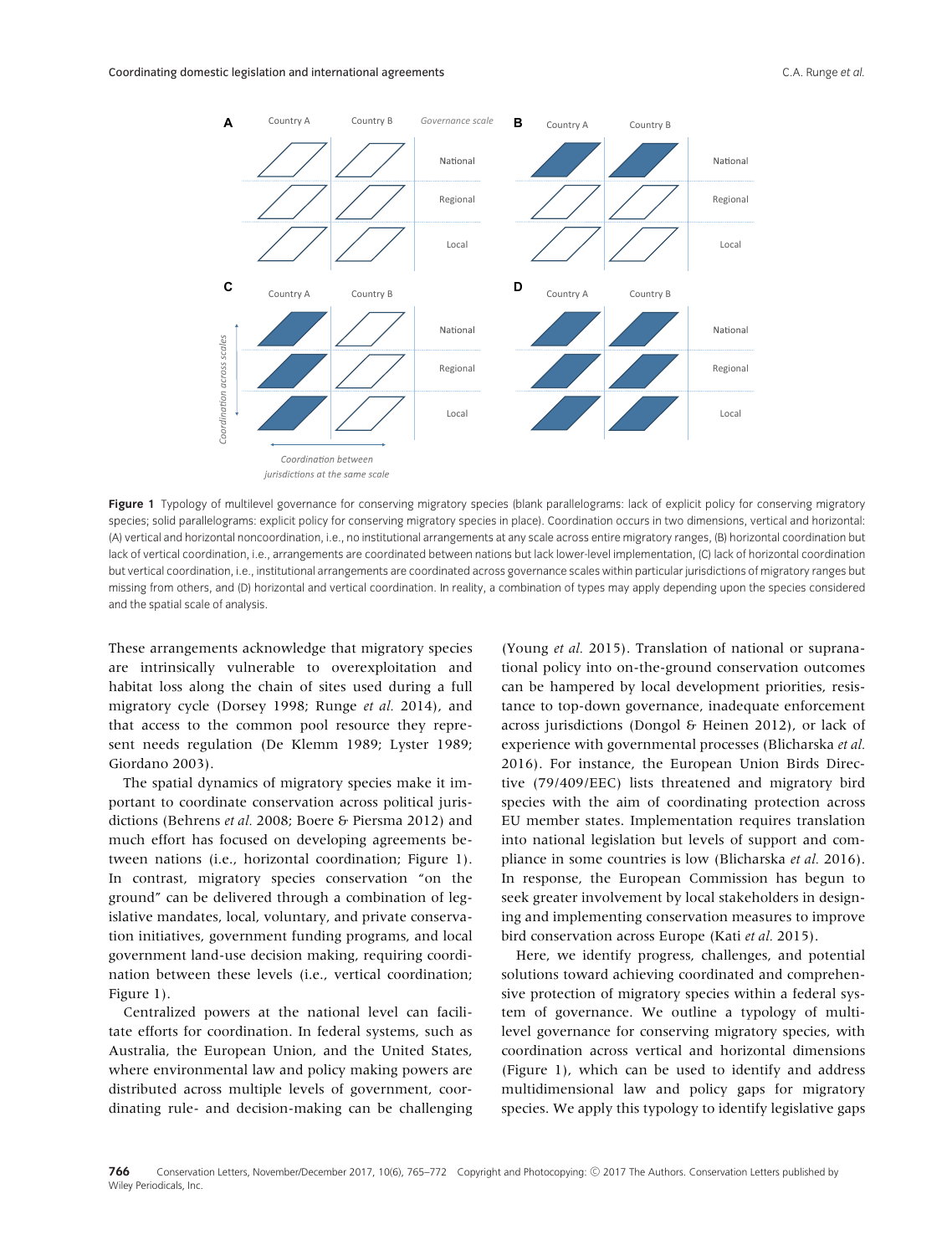Figure 1 Typology of multilevel governance for conserving migratory species (blank parallelograms: lack of explicit policy for conserving migratory species; solid parallelograms: explicit policy for conserving migratory species in place). Coordination occurs in two dimensions, vertical and horizontal: (A) vertical and horizontal noncoordination, i.e., no institutional arrangements at any scale across entire migratory ranges, (B) horizontal coordination but lack of vertical coordination, i.e., arrangements are coordinated between nations but lack lower-level implementation, (C) lack of horizontal coordination but vertical coordination, i.e., institutional arrangements are coordinated across governance scales within particular jurisdictions of migratory ranges but missing from others, and (D) horizontal and vertical coordination. In reality, a combination of types may apply depending upon the species considered and the spatial scale of analysis.

These arrangements acknowledge that migratory species are intrinsically vulnerable to overexploitation and habitat loss along the chain of sites used during a full migratory cycle (Dorsey 1998; Runge *et al.* 2014), and that access to the common pool resource they represent needs regulation (De Klemm 1989; Lyster 1989; Giordano 2003).

The spatial dynamics of migratory species make it important to coordinate conservation across political jurisdictions (Behrens *et al.* 2008; Boere & Piersma 2012) and much effort has focused on developing agreements between nations (i.e., horizontal coordination; Figure 1). In contrast, migratory species conservation "on the ground" can be delivered through a combination of legislative mandates, local, voluntary, and private conservation initiatives, government funding programs, and local government land-use decision making, requiring coordination between these levels (i.e., vertical coordination; Figure 1).

Centralized powers at the national level can facilitate efforts for coordination. In federal systems, such as Australia, the European Union, and the United States, where environmental law and policy making powers are distributed across multiple levels of government, coordinating rule- and decision-making can be challenging (Young *et al.* 2015). Translation of national or supranational policy into on-the-ground conservation outcomes can be hampered by local development priorities, resistance to top-down governance, inadequate enforcement across jurisdictions (Dongol & Heinen 2012), or lack of experience with governmental processes (Blicharska *et al.* 2016). For instance, the European Union Birds Directive (79/409/EEC) lists threatened and migratory bird species with the aim of coordinating protection across EU member states. Implementation requires translation into national legislation but levels of support and compliance in some countries is low (Blicharska *et al.* 2016). In response, the European Commission has begun to seek greater involvement by local stakeholders in designing and implementing conservation measures to improve bird conservation across Europe (Kati *et al.* 2015).

Here, we identify progress, challenges, and potential solutions toward achieving coordinated and comprehensive protection of migratory species within a federal system of governance. We outline a typology of multilevel governance for conserving migratory species, with coordination across vertical and horizontal dimensions (Figure 1), which can be used to identify and address multidimensional law and policy gaps for migratory species. We apply this typology to identify legislative gaps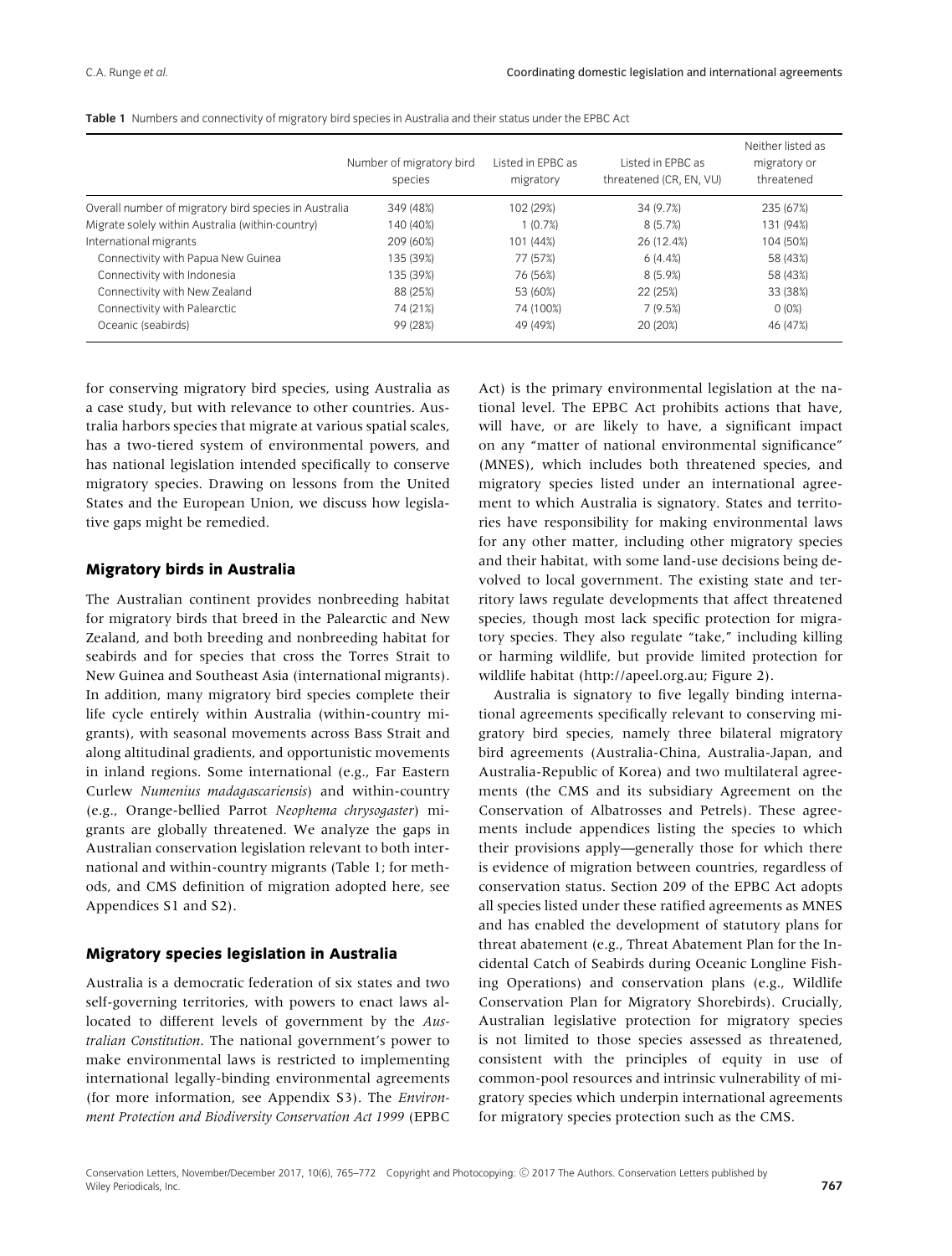**Table 1** Numbers and connectivity of migratory bird species in Australia and their status under the EPBC Act

| | Number of migratory bird species | Listed in EPBC as migratory | Listed in EPBC as threatened (CR, EN, VU) | Neither listed as migratory or threatened |
|---|---|---|---|---|
| Overall number of migratory bird species in Australia | 349 (48%) | 102 (29%) | 34 (9.7%) | 235 (67%) |
| Migrate solely within Australia (within-country) | 140 (40%) | 1 (0.7%) | 8 (5.7%) | 131 (94%) |
| International migrants | 209 (60%) | 101 (44%) | 26 (12.4%) | 104 (50%) |
| Connectivity with Papua New Guinea | 135 (39%) | 77 (57%) | 6 (4.4%) | 58 (43%) |
| Connectivity with Indonesia | 135 (39%) | 76 (56%) | 8 (5.9%) | 58 (43%) |
| Connectivity with New Zealand | 88 (25%) | 53 (60%) | 22 (25%) | 33 (38%) |
| Connectivity with Palearctic | 74 (21%) | 74 (100%) | 7 (9.5%) | 0 (0%) |
| Oceanic (seabirds) | 99 (28%) | 49 (49%) | 20 (20%) | 46 (47%) |

for conserving migratory bird species, using Australia as a case study, but with relevance to other countries. Australia harbors species that migrate at various spatial scales, has a two-tiered system of environmental powers, and has national legislation intended specifically to conserve migratory species. Drawing on lessons from the United States and the European Union, we discuss how legislative gaps might be remedied.

## Migratory birds in Australia

The Australian continent provides nonbreeding habitat for migratory birds that breed in the Palearctic and New Zealand, and both breeding and nonbreeding habitat for seabirds and for species that cross the Torres Strait to New Guinea and Southeast Asia (international migrants). In addition, many migratory bird species complete their life cycle entirely within Australia (within-country migrants), with seasonal movements across Bass Strait and along altitudinal gradients, and opportunistic movements in inland regions. Some international (e.g., Far Eastern Curlew *Numenius madagascariensis*) and within-country (e.g., Orange-bellied Parrot *Neophema chrysogaster*) migrants are globally threatened. We analyze the gaps in Australian conservation legislation relevant to both international and within-country migrants (Table 1; for methods, and CMS definition of migration adopted here, see Appendices S1 and S2).

## Migratory species legislation in Australia

Australia is a democratic federation of six states and two self-governing territories, with powers to enact laws allocated to different levels of government by the *Australian Constitution*. The national government's power to make environmental laws is restricted to implementing international legally-binding environmental agreements (for more information, see Appendix S3). The *Environment Protection and Biodiversity Conservation Act 1999* (EPBC Act) is the primary environmental legislation at the national level. The EPBC Act prohibits actions that have, will have, or are likely to have, a significant impact on any "matter of national environmental significance" (MNES), which includes both threatened species, and migratory species listed under an international agreement to which Australia is signatory. States and territories have responsibility for making environmental laws for any other matter, including other migratory species and their habitat, with some land-use decisions being devolved to local government. The existing state and territory laws regulate developments that affect threatened species, though most lack specific protection for migratory species. They also regulate "take," including killing or harming wildlife, but provide limited protection for wildlife habitat (http://apeel.org.au; Figure 2).

Australia is signatory to five legally binding international agreements specifically relevant to conserving migratory bird species, namely three bilateral migratory bird agreements (Australia-China, Australia-Japan, and Australia-Republic of Korea) and two multilateral agreements (the CMS and its subsidiary Agreement on the Conservation of Albatrosses and Petrels). These agreements include appendices listing the species to which their provisions apply—generally those for which there is evidence of migration between countries, regardless of conservation status. Section 209 of the EPBC Act adopts all species listed under these ratified agreements as MNES and has enabled the development of statutory plans for threat abatement (e.g., Threat Abatement Plan for the Incidental Catch of Seabirds during Oceanic Longline Fishing Operations) and conservation plans (e.g., Wildlife Conservation Plan for Migratory Shorebirds). Crucially, Australian legislative protection for migratory species is not limited to those species assessed as threatened, consistent with the principles of equity in use of common-pool resources and intrinsic vulnerability of migratory species which underpin international agreements for migratory species protection such as the CMS.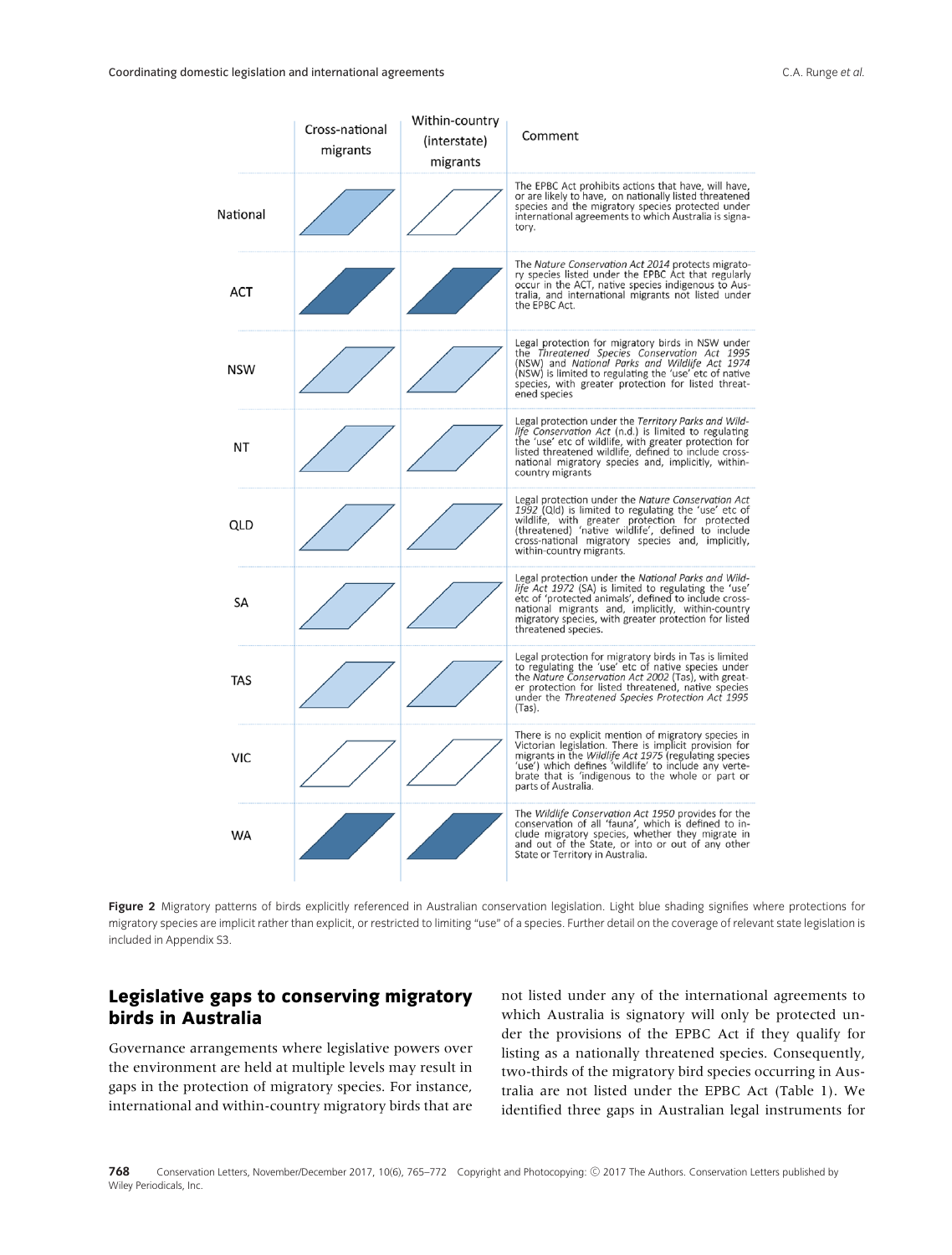| | Cross-national migrants | Within-country (interstate) migrants | Comment |
|---|---|---|---|
| National | | | The EPBC Act prohibits actions that have, will have, or are likely to have, on nationally listed threatened species and the migratory species protected under international agreements to which Australia is signatory. |
| ACT | | | The *Nature Conservation Act 2014* protects migratory species listed under the EPBC Act that regularly occur in the ACT, native species indigenous to Australia, and international migrants not listed under the EPBC Act. |
| NSW | | | Legal protection for migratory birds in NSW under the *Threatened Species Conservation Act 1995* (NSW) and *National Parks and Wildlife Act 1974* (NSW) is limited to regulating the 'use' etc of native species, with greater protection for listed threatened species |
| NT | | | Legal protection under the *Territory Parks and Wildlife Conservation Act* (n.d.) is limited to regulating the 'use' etc of wildlife, with greater protection for listed threatened wildlife, defined to include cross-national migratory species and, implicitly, within-country migrants |
| QLD | | | Legal protection under the *Nature Conservation Act 1992* (Qld) is limited to regulating the 'use' etc of wildlife, with greater protection for protected (threatened) 'native wildlife', defined to include cross-national migratory species and, implicitly, within-country migrants. |
| SA | | | Legal protection under the *National Parks and Wildlife Act 1972* (SA) is limited to regulating the 'use' etc of 'protected animals', defined to include cross-national migrants and, implicitly, within-country migratory species, with greater protection for listed threatened species. |
| TAS | | | Legal protection for migratory birds in Tas is limited to regulating the 'use' etc of native species under the *Nature Conservation Act 2002* (Tas), with greater protection for listed threatened, native species under the *Threatened Species Protection Act 1995* (Tas). |
| VIC | | | There is no explicit mention of migratory species in Victorian legislation. There is implicit provision for migrants in the *Wildlife Act 1975* (regulating species 'use') which defines 'wildlife' to include any vertebrate that is 'indigenous to the whole or part or parts of Australia. |
| WA | | | The *Wildlife Conservation Act 1950* provides for the conservation of all 'fauna', which is defined to include migratory species, whether they migrate in and out of the State, or into or out of any other State or Territory in Australia. |

**Figure 2** Migratory patterns of birds explicitly referenced in Australian conservation legislation. Light blue shading signifies where protections for migratory species are implicit rather than explicit, or restricted to limiting "use" of a species. Further detail on the coverage of relevant state legislation is included in Appendix S3.

## Legislative gaps to conserving migratory birds in Australia

Governance arrangements where legislative powers over the environment are held at multiple levels may result in gaps in the protection of migratory species. For instance, international and within-country migratory birds that are not listed under any of the international agreements to which Australia is signatory will only be protected under the provisions of the EPBC Act if they qualify for listing as a nationally threatened species. Consequently, two-thirds of the migratory bird species occurring in Australia are not listed under the EPBC Act (Table 1). We identified three gaps in Australian legal instruments for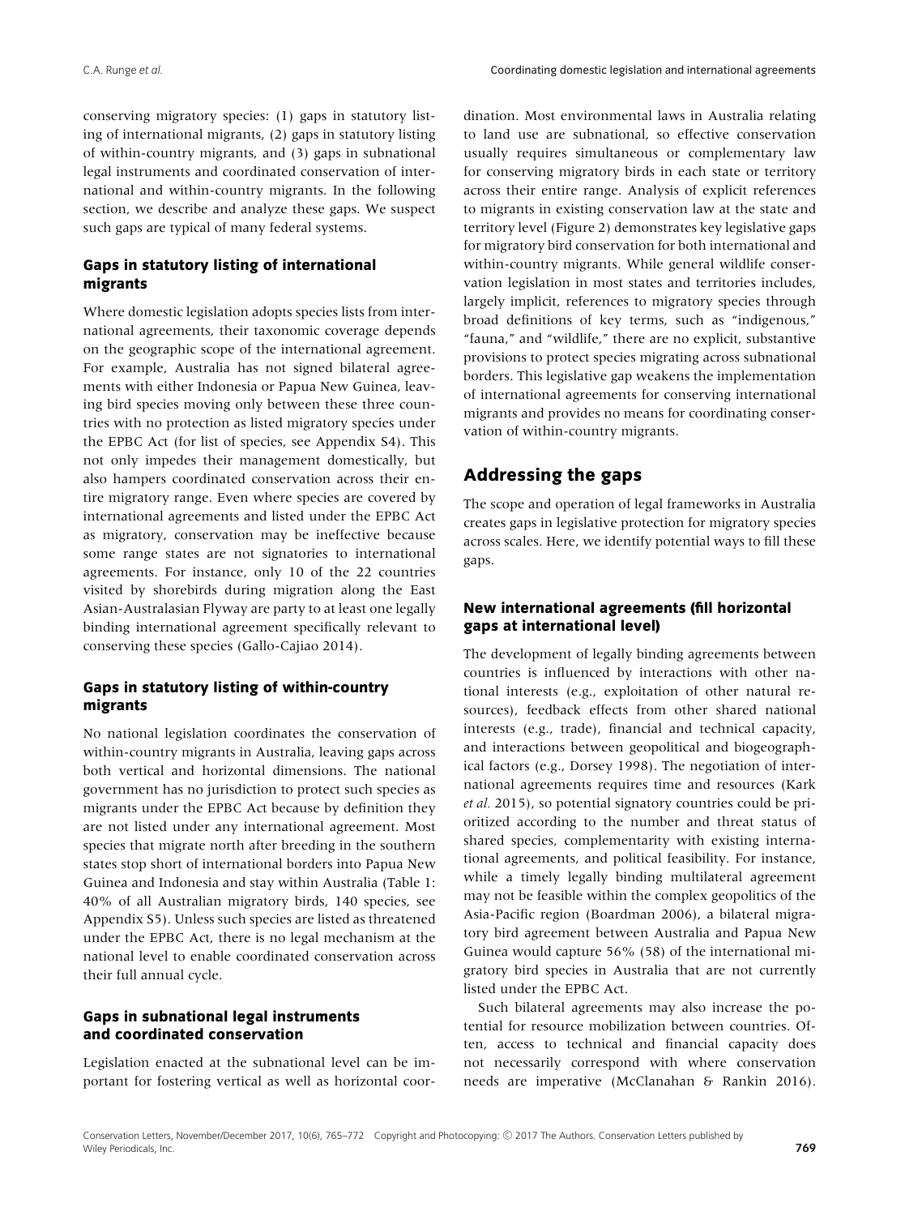conserving migratory species: (1) gaps in statutory listing of international migrants, (2) gaps in statutory listing of within-country migrants, and (3) gaps in subnational legal instruments and coordinated conservation of international and within-country migrants. In the following section, we describe and analyze these gaps. We suspect such gaps are typical of many federal systems.

### Gaps in statutory listing of international migrants

Where domestic legislation adopts species lists from international agreements, their taxonomic coverage depends on the geographic scope of the international agreement. For example, Australia has not signed bilateral agreements with either Indonesia or Papua New Guinea, leaving bird species moving only between these three countries with no protection as listed migratory species under the EPBC Act (for list of species, see Appendix S4). This not only impedes their management domestically, but also hampers coordinated conservation across their entire migratory range. Even where species are covered by international agreements and listed under the EPBC Act as migratory, conservation may be ineffective because some range states are not signatories to international agreements. For instance, only 10 of the 22 countries visited by shorebirds during migration along the East Asian-Australasian Flyway are party to at least one legally binding international agreement specifically relevant to conserving these species (Gallo-Cajiao 2014).

### Gaps in statutory listing of within-country migrants

No national legislation coordinates the conservation of within-country migrants in Australia, leaving gaps across both vertical and horizontal dimensions. The national government has no jurisdiction to protect such species as migrants under the EPBC Act because by definition they are not listed under any international agreement. Most species that migrate north after breeding in the southern states stop short of international borders into Papua New Guinea and Indonesia and stay within Australia (Table 1: 40% of all Australian migratory birds, 140 species, see Appendix S5). Unless such species are listed as threatened under the EPBC Act, there is no legal mechanism at the national level to enable coordinated conservation across their full annual cycle.

### Gaps in subnational legal instruments and coordinated conservation

Legislation enacted at the subnational level can be important for fostering vertical as well as horizontal coordination. Most environmental laws in Australia relating to land use are subnational, so effective conservation usually requires simultaneous or complementary law for conserving migratory birds in each state or territory across their entire range. Analysis of explicit references to migrants in existing conservation law at the state and territory level (Figure 2) demonstrates key legislative gaps for migratory bird conservation for both international and within-country migrants. While general wildlife conservation legislation in most states and territories includes, largely implicit, references to migratory species through broad definitions of key terms, such as "indigenous," "fauna," and "wildlife," there are no explicit, substantive provisions to protect species migrating across subnational borders. This legislative gap weakens the implementation of international agreements for conserving international migrants and provides no means for coordinating conservation of within-country migrants.

## Addressing the gaps

The scope and operation of legal frameworks in Australia creates gaps in legislative protection for migratory species across scales. Here, we identify potential ways to fill these gaps.

### New international agreements (fill horizontal gaps at international level)

The development of legally binding agreements between countries is influenced by interactions with other national interests (e.g., exploitation of other natural resources), feedback effects from other shared national interests (e.g., trade), financial and technical capacity, and interactions between geopolitical and biogeographical factors (e.g., Dorsey 1998). The negotiation of international agreements requires time and resources (Kark *et al.* 2015), so potential signatory countries could be prioritized according to the number and threat status of shared species, complementarity with existing international agreements, and political feasibility. For instance, while a timely legally binding multilateral agreement may not be feasible within the complex geopolitics of the Asia-Pacific region (Boardman 2006), a bilateral migratory bird agreement between Australia and Papua New Guinea would capture 56% (58) of the international migratory bird species in Australia that are not currently listed under the EPBC Act.

Such bilateral agreements may also increase the potential for resource mobilization between countries. Often, access to technical and financial capacity does not necessarily correspond with where conservation needs are imperative (McClanahan & Rankin 2016).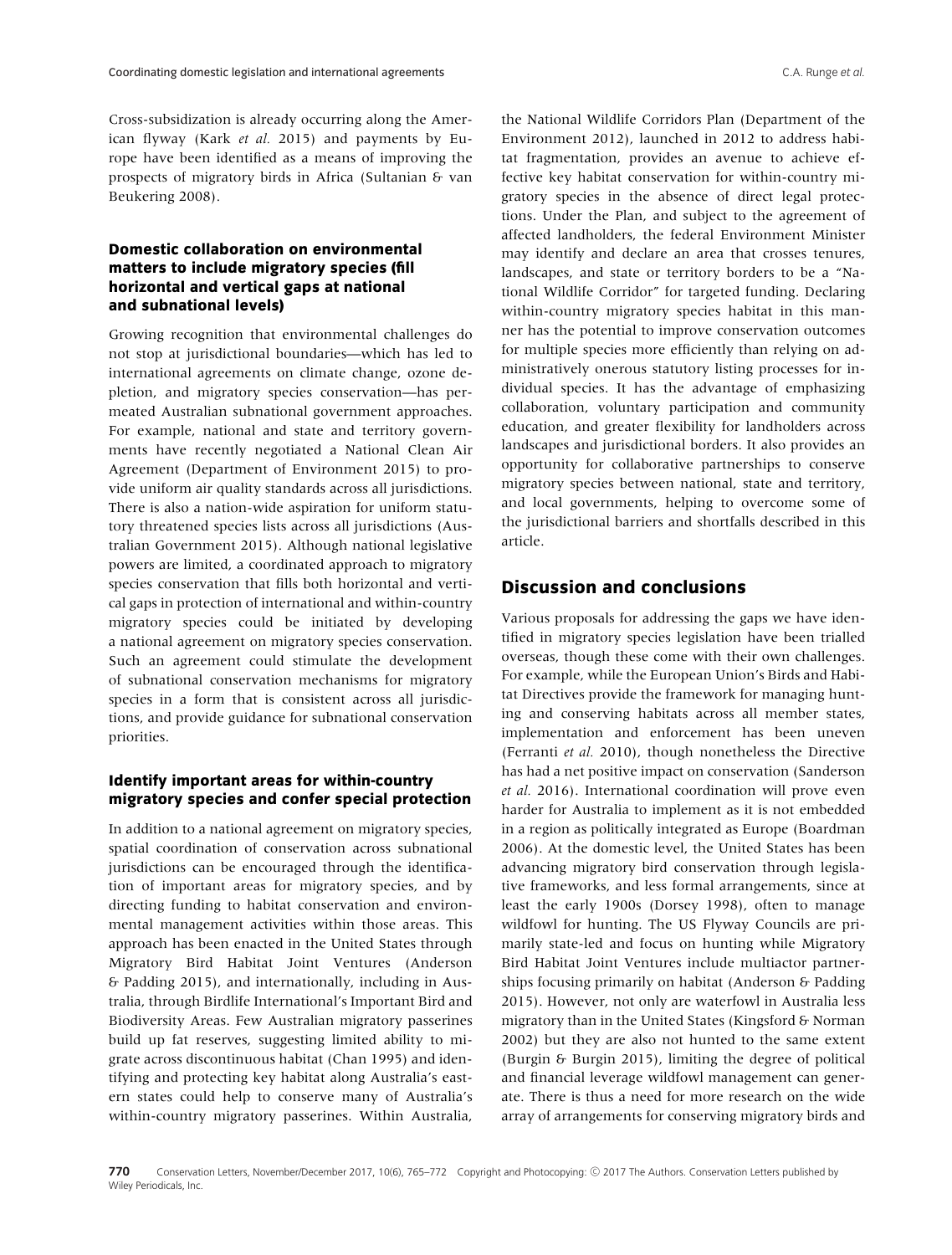Cross-subsidization is already occurring along the American flyway (Kark *et al.* 2015) and payments by Europe have been identified as a means of improving the prospects of migratory birds in Africa (Sultanian & van Beukering 2008).

### Domestic collaboration on environmental matters to include migratory species (fill horizontal and vertical gaps at national and subnational levels)

Growing recognition that environmental challenges do not stop at jurisdictional boundaries—which has led to international agreements on climate change, ozone depletion, and migratory species conservation—has permeated Australian subnational government approaches. For example, national and state and territory governments have recently negotiated a National Clean Air Agreement (Department of Environment 2015) to provide uniform air quality standards across all jurisdictions. There is also a nation-wide aspiration for uniform statutory threatened species lists across all jurisdictions (Australian Government 2015). Although national legislative powers are limited, a coordinated approach to migratory species conservation that fills both horizontal and vertical gaps in protection of international and within-country migratory species could be initiated by developing a national agreement on migratory species conservation. Such an agreement could stimulate the development of subnational conservation mechanisms for migratory species in a form that is consistent across all jurisdictions, and provide guidance for subnational conservation priorities.

### Identify important areas for within-country migratory species and confer special protection

In addition to a national agreement on migratory species, spatial coordination of conservation across subnational jurisdictions can be encouraged through the identification of important areas for migratory species, and by directing funding to habitat conservation and environmental management activities within those areas. This approach has been enacted in the United States through Migratory Bird Habitat Joint Ventures (Anderson & Padding 2015), and internationally, including in Australia, through Birdlife International's Important Bird and Biodiversity Areas. Few Australian migratory passerines build up fat reserves, suggesting limited ability to migrate across discontinuous habitat (Chan 1995) and identifying and protecting key habitat along Australia's eastern states could help to conserve many of Australia's within-country migratory passerines. Within Australia, the National Wildlife Corridors Plan (Department of the Environment 2012), launched in 2012 to address habitat fragmentation, provides an avenue to achieve effective key habitat conservation for within-country migratory species in the absence of direct legal protections. Under the Plan, and subject to the agreement of affected landholders, the federal Environment Minister may identify and declare an area that crosses tenures, landscapes, and state or territory borders to be a "National Wildlife Corridor" for targeted funding. Declaring within-country migratory species habitat in this manner has the potential to improve conservation outcomes for multiple species more efficiently than relying on administratively onerous statutory listing processes for individual species. It has the advantage of emphasizing collaboration, voluntary participation and community education, and greater flexibility for landholders across landscapes and jurisdictional borders. It also provides an opportunity for collaborative partnerships to conserve migratory species between national, state and territory, and local governments, helping to overcome some of the jurisdictional barriers and shortfalls described in this article.

## Discussion and conclusions

Various proposals for addressing the gaps we have identified in migratory species legislation have been trialled overseas, though these come with their own challenges. For example, while the European Union's Birds and Habitat Directives provide the framework for managing hunting and conserving habitats across all member states, implementation and enforcement has been uneven (Ferranti *et al.* 2010), though nonetheless the Directive has had a net positive impact on conservation (Sanderson *et al.* 2016). International coordination will prove even harder for Australia to implement as it is not embedded in a region as politically integrated as Europe (Boardman 2006). At the domestic level, the United States has been advancing migratory bird conservation through legislative frameworks, and less formal arrangements, since at least the early 1900s (Dorsey 1998), often to manage wildfowl for hunting. The US Flyway Councils are primarily state-led and focus on hunting while Migratory Bird Habitat Joint Ventures include multiactor partnerships focusing primarily on habitat (Anderson & Padding 2015). However, not only are waterfowl in Australia less migratory than in the United States (Kingsford & Norman 2002) but they are also not hunted to the same extent (Burgin & Burgin 2015), limiting the degree of political and financial leverage wildfowl management can generate. There is thus a need for more research on the wide array of arrangements for conserving migratory birds and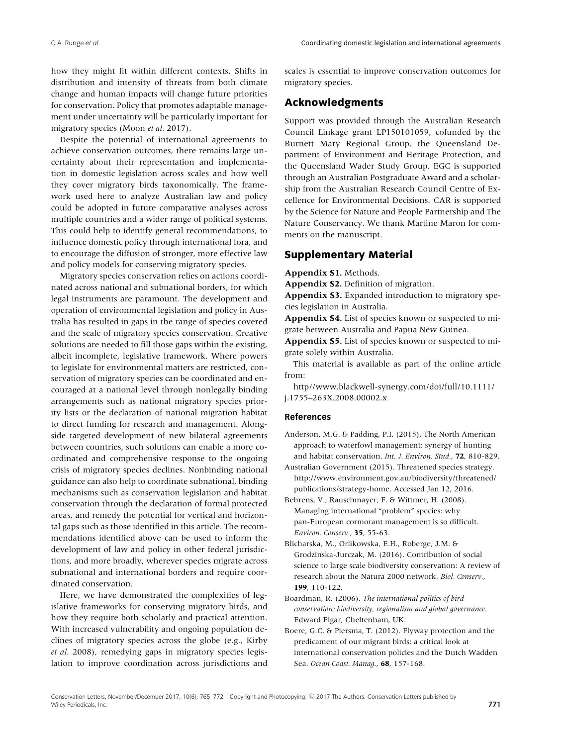how they might fit within different contexts. Shifts in distribution and intensity of threats from both climate change and human impacts will change future priorities for conservation. Policy that promotes adaptable management under uncertainty will be particularly important for migratory species (Moon *et al.* 2017).

Despite the potential of international agreements to achieve conservation outcomes, there remains large uncertainty about their representation and implementation in domestic legislation across scales and how well they cover migratory birds taxonomically. The framework used here to analyze Australian law and policy could be adopted in future comparative analyses across multiple countries and a wider range of political systems. This could help to identify general recommendations, to influence domestic policy through international fora, and to encourage the diffusion of stronger, more effective law and policy models for conserving migratory species.

Migratory species conservation relies on actions coordinated across national and subnational borders, for which legal instruments are paramount. The development and operation of environmental legislation and policy in Australia has resulted in gaps in the range of species covered and the scale of migratory species conservation. Creative solutions are needed to fill those gaps within the existing, albeit incomplete, legislative framework. Where powers to legislate for environmental matters are restricted, conservation of migratory species can be coordinated and encouraged at a national level through nonlegally binding arrangements such as national migratory species priority lists or the declaration of national migration habitat to direct funding for research and management. Alongside targeted development of new bilateral agreements between countries, such solutions can enable a more coordinated and comprehensive response to the ongoing crisis of migratory species declines. Nonbinding national guidance can also help to coordinate subnational, binding mechanisms such as conservation legislation and habitat conservation through the declaration of formal protected areas, and remedy the potential for vertical and horizontal gaps such as those identified in this article. The recommendations identified above can be used to inform the development of law and policy in other federal jurisdictions, and more broadly, wherever species migrate across subnational and international borders and require coordinated conservation.

Here, we have demonstrated the complexities of legislative frameworks for conserving migratory birds, and how they require both scholarly and practical attention. With increased vulnerability and ongoing population declines of migratory species across the globe (e.g., Kirby *et al.* 2008), remedying gaps in migratory species legislation to improve coordination across jurisdictions and scales is essential to improve conservation outcomes for migratory species.

## Acknowledgments

Support was provided through the Australian Research Council Linkage grant LP150101059, cofunded by the Burnett Mary Regional Group, the Queensland Department of Environment and Heritage Protection, and the Queensland Wader Study Group. EGC is supported through an Australian Postgraduate Award and a scholarship from the Australian Research Council Centre of Excellence for Environmental Decisions. CAR is supported by the Science for Nature and People Partnership and The Nature Conservancy. We thank Martine Maron for comments on the manuscript.

## Supplementary Material

**Appendix S1.** Methods.
**Appendix S2.** Definition of migration.
**Appendix S3.** Expanded introduction to migratory species legislation in Australia.
**Appendix S4.** List of species known or suspected to migrate between Australia and Papua New Guinea.
**Appendix S5.** List of species known or suspected to migrate solely within Australia.

This material is available as part of the online article from:

http//www.blackwell-synergy.com/doi/full/10.1111/j.1755–263X.2008.00002.x

### References

Anderson, M.G. & Padding, P.I. (2015). The North American approach to waterfowl management: synergy of hunting and habitat conservation. *Int. J. Environ. Stud.*, **72**, 810-829.

Australian Government (2015). Threatened species strategy. http://www.environment.gov.au/biodiversity/threatened/publications/strategy-home. Accessed Jan 12, 2016.

Behrens, V., Rauschmayer, F. & Wittmer, H. (2008). Managing international "problem" species: why pan-European cormorant management is so difficult. *Environ. Conserv.*, **35**, 55-63.

Blicharska, M., Orlikowska, E.H., Roberge, J.M. & Grodzinska-Jurczak, M. (2016). Contribution of social science to large scale biodiversity conservation: A review of research about the Natura 2000 network. *Biol. Conserv.*, **199**, 110-122.

Boardman, R. (2006). *The international politics of bird conservation: biodiversity, regionalism and global governance*. Edward Elgar, Cheltenham, UK.

Boere, G.C. & Piersma, T. (2012). Flyway protection and the predicament of our migrant birds: a critical look at international conservation policies and the Dutch Wadden Sea. *Ocean Coast. Manag.*, **68**, 157-168.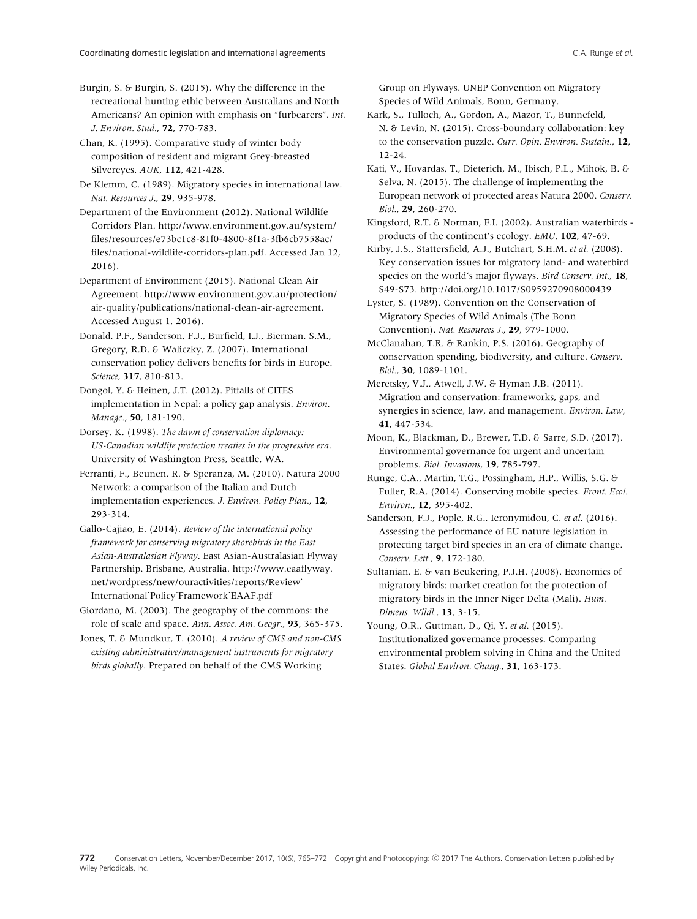Burgin, S. & Burgin, S. (2015). Why the difference in the recreational hunting ethic between Australians and North Americans? An opinion with emphasis on "furbearers". *Int. J. Environ. Stud.*, **72**, 770-783.

Chan, K. (1995). Comparative study of winter body composition of resident and migrant Grey-breasted Silvereyes. *AUK*, **112**, 421-428.

De Klemm, C. (1989). Migratory species in international law. *Nat. Resources J.*, **29**, 935-978.

Department of the Environment (2012). National Wildlife Corridors Plan. http://www.environment.gov.au/system/files/resources/e73bc1c8-81f0-4800-8f1a-3fb6cb7558ac/files/national-wildlife-corridors-plan.pdf. Accessed Jan 12, 2016).

Department of Environment (2015). National Clean Air Agreement. http://www.environment.gov.au/protection/air-quality/publications/national-clean-air-agreement. Accessed August 1, 2016).

Donald, P.F., Sanderson, F.J., Burfield, I.J., Bierman, S.M., Gregory, R.D. & Waliczky, Z. (2007). International conservation policy delivers benefits for birds in Europe. *Science*, **317**, 810-813.

Dongol, Y. & Heinen, J.T. (2012). Pitfalls of CITES implementation in Nepal: a policy gap analysis. *Environ. Manage.*, **50**, 181-190.

Dorsey, K. (1998). *The dawn of conservation diplomacy: US-Canadian wildlife protection treaties in the progressive era*. University of Washington Press, Seattle, WA.

Ferranti, F., Beunen, R. & Speranza, M. (2010). Natura 2000 Network: a comparison of the Italian and Dutch implementation experiences. *J. Environ. Policy Plan.*, **12**, 293-314.

Gallo-Cajiao, E. (2014). *Review of the international policy framework for conserving migratory shorebirds in the East Asian-Australasian Flyway*. East Asian-Australasian Flyway Partnership. Brisbane, Australia. http://www.eaaflyway.net/wordpress/new/ouractivities/reports/Review˙International˙Policy˙Framework˙EAAF.pdf

Giordano, M. (2003). The geography of the commons: the role of scale and space. *Ann. Assoc. Am. Geogr.*, **93**, 365-375.

Jones, T. & Mundkur, T. (2010). *A review of CMS and non-CMS existing administrative/management instruments for migratory birds globally*. Prepared on behalf of the CMS Working Group on Flyways. UNEP Convention on Migratory Species of Wild Animals, Bonn, Germany.

Kark, S., Tulloch, A., Gordon, A., Mazor, T., Bunnefeld, N. & Levin, N. (2015). Cross-boundary collaboration: key to the conservation puzzle. *Curr. Opin. Environ. Sustain.*, **12**, 12-24.

Kati, V., Hovardas, T., Dieterich, M., Ibisch, P.L., Mihok, B. & Selva, N. (2015). The challenge of implementing the European network of protected areas Natura 2000. *Conserv. Biol.*, **29**, 260-270.

Kingsford, R.T. & Norman, F.I. (2002). Australian waterbirds - products of the continent's ecology. *EMU*, **102**, 47-69.

Kirby, J.S., Stattersfield, A.J., Butchart, S.H.M. *et al.* (2008). Key conservation issues for migratory land- and waterbird species on the world's major flyways. *Bird Conserv. Int.*, **18**, S49-S73. http://doi.org/10.1017/S0959270908000439

Lyster, S. (1989). Convention on the Conservation of Migratory Species of Wild Animals (The Bonn Convention). *Nat. Resources J.*, **29**, 979-1000.

McClanahan, T.R. & Rankin, P.S. (2016). Geography of conservation spending, biodiversity, and culture. *Conserv. Biol.*, **30**, 1089-1101.

Meretsky, V.J., Atwell, J.W. & Hyman J.B. (2011). Migration and conservation: frameworks, gaps, and synergies in science, law, and management. *Environ. Law*, **41**, 447-534.

Moon, K., Blackman, D., Brewer, T.D. & Sarre, S.D. (2017). Environmental governance for urgent and uncertain problems. *Biol. Invasions*, **19**, 785-797.

Runge, C.A., Martin, T.G., Possingham, H.P., Willis, S.G. & Fuller, R.A. (2014). Conserving mobile species. *Front. Ecol. Environ.*, **12**, 395-402.

Sanderson, F.J., Pople, R.G., Ieronymidou, C. *et al.* (2016). Assessing the performance of EU nature legislation in protecting target bird species in an era of climate change. *Conserv. Lett.*, **9**, 172-180.

Sultanian, E. & van Beukering, P.J.H. (2008). Economics of migratory birds: market creation for the protection of migratory birds in the Inner Niger Delta (Mali). *Hum. Dimens. Wildl.*, **13**, 3-15.

Young, O.R., Guttman, D., Qi, Y. *et al.* (2015). Institutionalized governance processes. Comparing environmental problem solving in China and the United States. *Global Environ. Chang.*, **31**, 163-173.